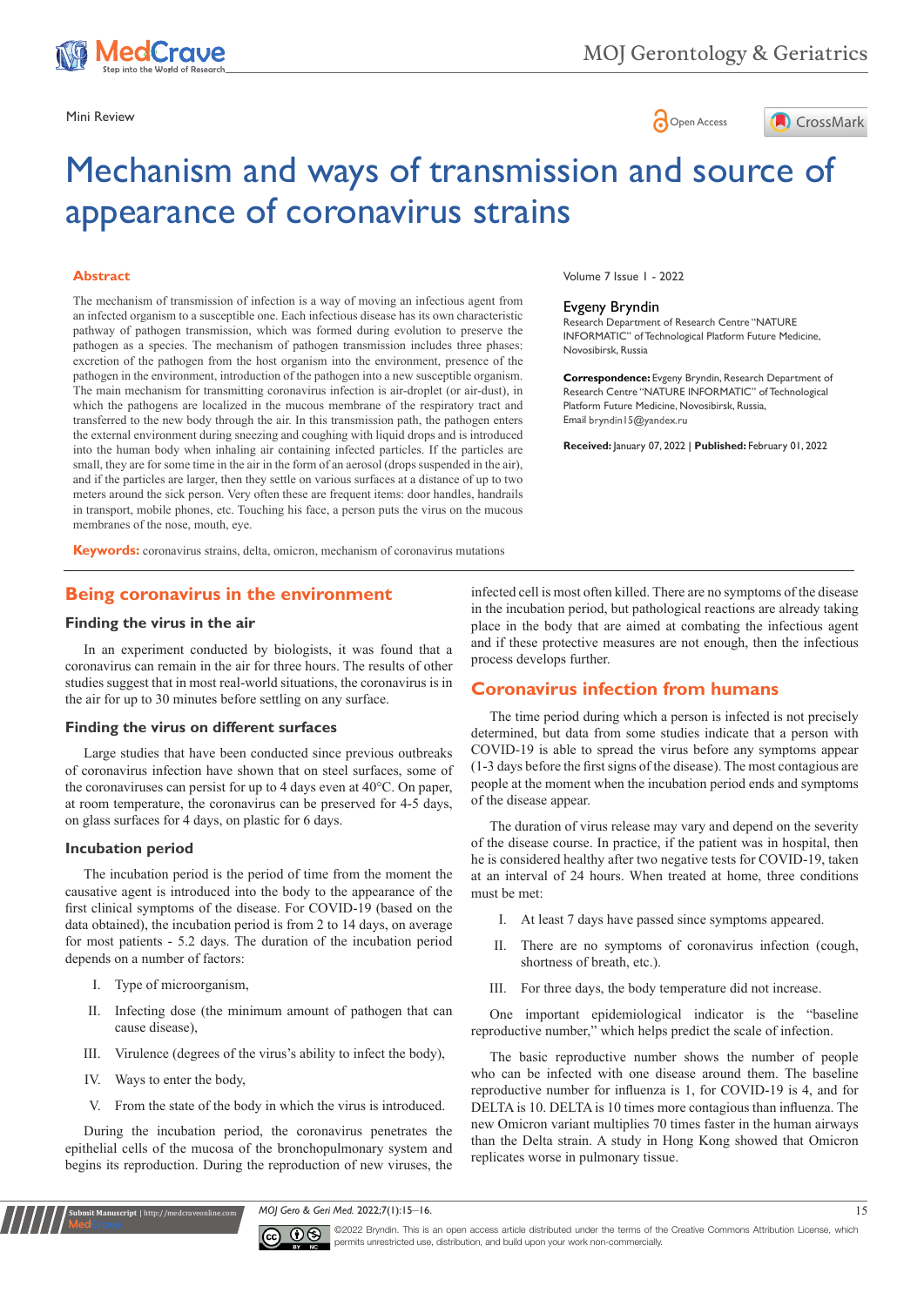Mini Review

# Mechanism and ways of transmission and source of appearance of coronavirus strains

Volume 7 Issue 1 - 2022

**Evgeny Bryndin**

Research Department of Research Centre "NATURE INFORMATIC" of Technological Platform Future Medicine, Novosibirsk, Russia

**Correspondence:** Evgeny Bryndin, Research Department of Research Centre "NATURE INFORMATIC" of Technological Platform Future Medicine, Novosibirsk, Russia, Email bryndin15@yandex.ru

**Received:** January 07, 2022 | **Published:** February 01, 2022

## Abstract

The mechanism of transmission of infection is a way of moving an infectious agent from an infected organism to a susceptible one. Each infectious disease has its own characteristic pathway of pathogen transmission, which was formed during evolution to preserve the pathogen as a species. The mechanism of pathogen transmission includes three phases: excretion of the pathogen from the host organism into the environment, presence of the pathogen in the environment, introduction of the pathogen into a new susceptible organism. The main mechanism for transmitting coronavirus infection is air-droplet (or air-dust), in which the pathogens are localized in the mucous membrane of the respiratory tract and transferred to the new body through the air. In this transmission path, the pathogen enters the external environment during sneezing and coughing with liquid drops and is introduced into the human body when inhaling air containing infected particles. If the particles are small, they are for some time in the air in the form of an aerosol (drops suspended in the air), and if the particles are larger, then they settle on various surfaces at a distance of up to two meters around the sick person. Very often these are frequent items: door handles, handrails in transport, mobile phones, etc. Touching his face, a person puts the virus on the mucous membranes of the nose, mouth, eye.

**Keywords:** coronavirus strains, delta, omicron, mechanism of coronavirus mutations

## Being coronavirus in the environment

### Finding the virus in the air

In an experiment conducted by biologists, it was found that a coronavirus can remain in the air for three hours. The results of other studies suggest that in most real-world situations, the coronavirus is in the air for up to 30 minutes before settling on any surface.

### Finding the virus on different surfaces

Large studies that have been conducted since previous outbreaks of coronavirus infection have shown that on steel surfaces, some of the coronaviruses can persist for up to 4 days even at 40°C. On paper, at room temperature, the coronavirus can be preserved for 4-5 days, on glass surfaces for 4 days, on plastic for 6 days.

### Incubation period

The incubation period is the period of time from the moment the causative agent is introduced into the body to the appearance of the first clinical symptoms of the disease. For COVID-19 (based on the data obtained), the incubation period is from 2 to 14 days, on average for most patients - 5.2 days. The duration of the incubation period depends on a number of factors:

I. Type of microorganism,

II. Infecting dose (the minimum amount of pathogen that can cause disease),

III. Virulence (degrees of the virus's ability to infect the body),

IV. Ways to enter the body,

V. From the state of the body in which the virus is introduced.

During the incubation period, the coronavirus penetrates the epithelial cells of the mucosa of the bronchopulmonary system and begins its reproduction. During the reproduction of new viruses, the infected cell is most often killed. There are no symptoms of the disease in the incubation period, but pathological reactions are already taking place in the body that are aimed at combating the infectious agent and if these protective measures are not enough, then the infectious process develops further.

## Coronavirus infection from humans

The time period during which a person is infected is not precisely determined, but data from some studies indicate that a person with COVID-19 is able to spread the virus before any symptoms appear (1-3 days before the first signs of the disease). The most contagious are people at the moment when the incubation period ends and symptoms of the disease appear.

The duration of virus release may vary and depend on the severity of the disease course. In practice, if the patient was in hospital, then he is considered healthy after two negative tests for COVID-19, taken at an interval of 24 hours. When treated at home, three conditions must be met:

I. At least 7 days have passed since symptoms appeared.

II. There are no symptoms of coronavirus infection (cough, shortness of breath, etc.).

III. For three days, the body temperature did not increase.

One important epidemiological indicator is the "baseline reproductive number," which helps predict the scale of infection.

The basic reproductive number shows the number of people who can be infected with one disease around them. The baseline reproductive number for influenza is 1, for COVID-19 is 4, and for DELTA is 10. DELTA is 10 times more contagious than influenza. The new Omicron variant multiplies 70 times faster in the human airways than the Delta strain. A study in Hong Kong showed that Omicron replicates worse in pulmonary tissue.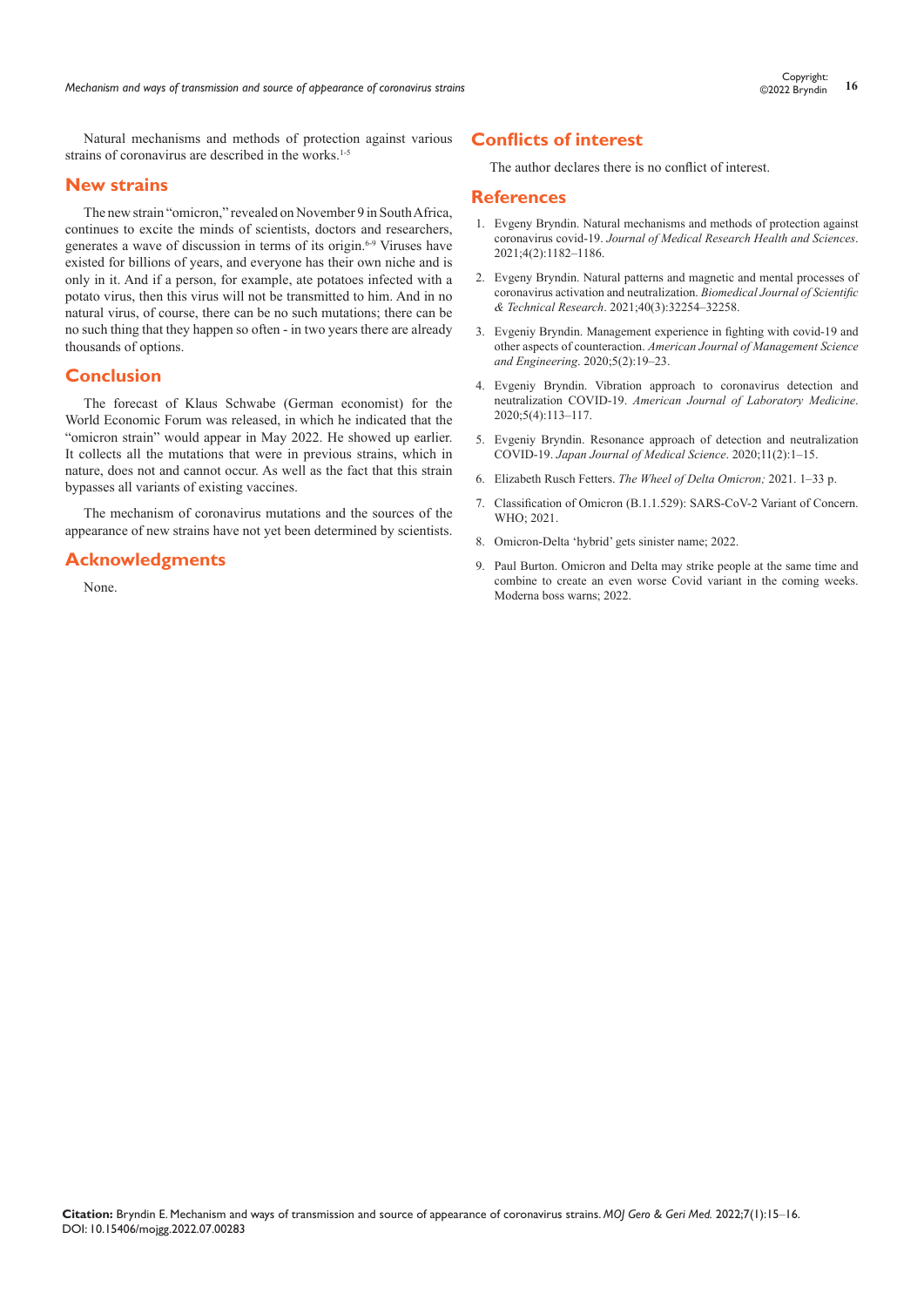Natural mechanisms and methods of protection against various strains of coronavirus are described in the works.[1-5]

## New strains

The new strain "omicron," revealed on November 9 in South Africa, continues to excite the minds of scientists, doctors and researchers, generates a wave of discussion in terms of its origin.[6-9] Viruses have existed for billions of years, and everyone has their own niche and is only in it. And if a person, for example, ate potatoes infected with a potato virus, then this virus will not be transmitted to him. And in no natural virus, of course, there can be no such mutations; there can be no such thing that they happen so often - in two years there are already thousands of options.

## Conclusion

The forecast of Klaus Schwabe (German economist) for the World Economic Forum was released, in which he indicated that the "omicron strain" would appear in May 2022. He showed up earlier. It collects all the mutations that were in previous strains, which in nature, does not and cannot occur. As well as the fact that this strain bypasses all variants of existing vaccines.

The mechanism of coronavirus mutations and the sources of the appearance of new strains have not yet been determined by scientists.

## Acknowledgments

None.

## Conflicts of interest

The author declares there is no conflict of interest.

## References

1. Evgeny Bryndin. Natural mechanisms and methods of protection against coronavirus covid-19. *Journal of Medical Research Health and Sciences*. 2021;4(2):1182–1186.
2. Evgeny Bryndin. Natural patterns and magnetic and mental processes of coronavirus activation and neutralization. *Biomedical Journal of Scientific & Technical Research*. 2021;40(3):32254–32258.
3. Evgeniy Bryndin. Management experience in fighting with covid-19 and other aspects of counteraction. *American Journal of Management Science and Engineering*. 2020;5(2):19–23.
4. Evgeniy Bryndin. Vibration approach to coronavirus detection and neutralization COVID-19. *American Journal of Laboratory Medicine*. 2020;5(4):113–117.
5. Evgeniy Bryndin. Resonance approach of detection and neutralization COVID-19. *Japan Journal of Medical Science*. 2020;11(2):1–15.
6. Elizabeth Rusch Fetters. *The Wheel of Delta Omicron;* 2021. 1–33 p.
7. Classification of Omicron (B.1.1.529): SARS-CoV-2 Variant of Concern. WHO; 2021.
8. Omicron-Delta 'hybrid' gets sinister name; 2022.
9. Paul Burton. Omicron and Delta may strike people at the same time and combine to create an even worse Covid variant in the coming weeks. Moderna boss warns; 2022.